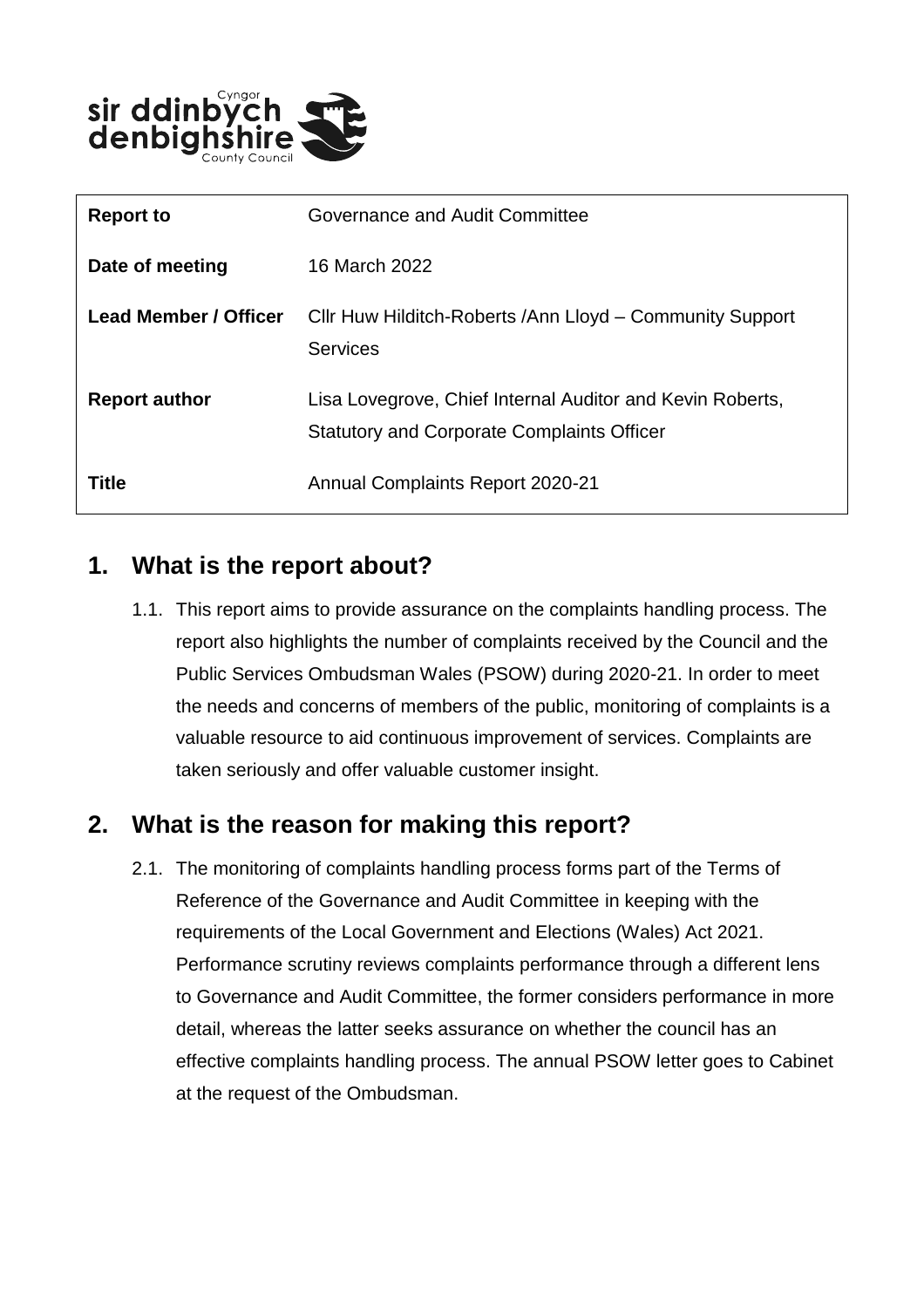| Report to | Governance and Audit Committee |
|---|---|
| Date of meeting | 16 March 2022 |
| Lead Member / Officer | Cllr Huw Hilditch-Roberts /Ann Lloyd – Community Support Services |
| Report author | Lisa Lovegrove, Chief Internal Auditor and Kevin Roberts, Statutory and Corporate Complaints Officer |
| Title | Annual Complaints Report 2020-21 |

## 1. What is the report about?

1.1. This report aims to provide assurance on the complaints handling process. The report also highlights the number of complaints received by the Council and the Public Services Ombudsman Wales (PSOW) during 2020-21. In order to meet the needs and concerns of members of the public, monitoring of complaints is a valuable resource to aid continuous improvement of services. Complaints are taken seriously and offer valuable customer insight.

## 2. What is the reason for making this report?

2.1. The monitoring of complaints handling process forms part of the Terms of Reference of the Governance and Audit Committee in keeping with the requirements of the Local Government and Elections (Wales) Act 2021. Performance scrutiny reviews complaints performance through a different lens to Governance and Audit Committee, the former considers performance in more detail, whereas the latter seeks assurance on whether the council has an effective complaints handling process. The annual PSOW letter goes to Cabinet at the request of the Ombudsman.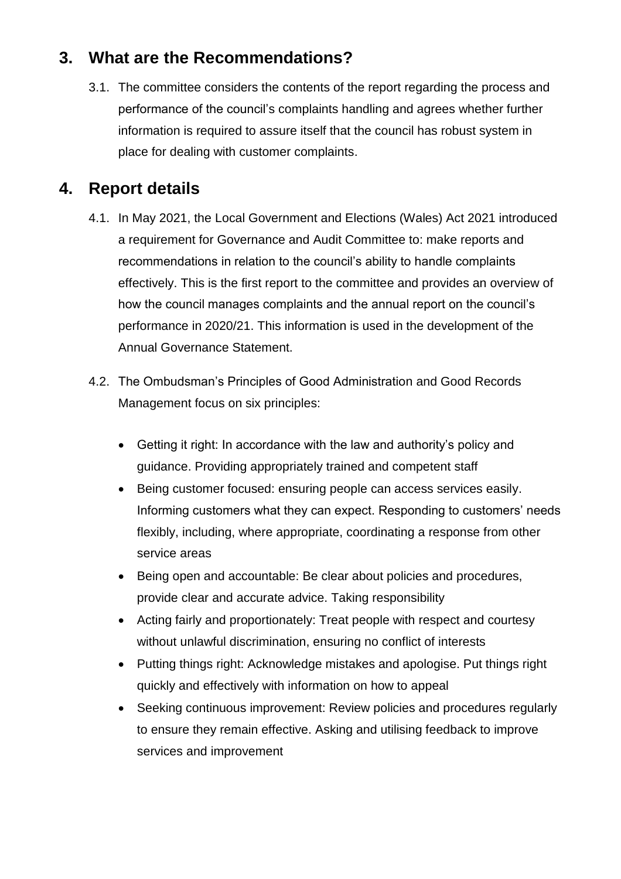## 3. What are the Recommendations?

3.1. The committee considers the contents of the report regarding the process and performance of the council's complaints handling and agrees whether further information is required to assure itself that the council has robust system in place for dealing with customer complaints.

## 4. Report details

4.1. In May 2021, the Local Government and Elections (Wales) Act 2021 introduced a requirement for Governance and Audit Committee to: make reports and recommendations in relation to the council's ability to handle complaints effectively. This is the first report to the committee and provides an overview of how the council manages complaints and the annual report on the council's performance in 2020/21. This information is used in the development of the Annual Governance Statement.

4.2. The Ombudsman's Principles of Good Administration and Good Records Management focus on six principles:

- Getting it right: In accordance with the law and authority's policy and guidance. Providing appropriately trained and competent staff
- Being customer focused: ensuring people can access services easily. Informing customers what they can expect. Responding to customers' needs flexibly, including, where appropriate, coordinating a response from other service areas
- Being open and accountable: Be clear about policies and procedures, provide clear and accurate advice. Taking responsibility
- Acting fairly and proportionately: Treat people with respect and courtesy without unlawful discrimination, ensuring no conflict of interests
- Putting things right: Acknowledge mistakes and apologise. Put things right quickly and effectively with information on how to appeal
- Seeking continuous improvement: Review policies and procedures regularly to ensure they remain effective. Asking and utilising feedback to improve services and improvement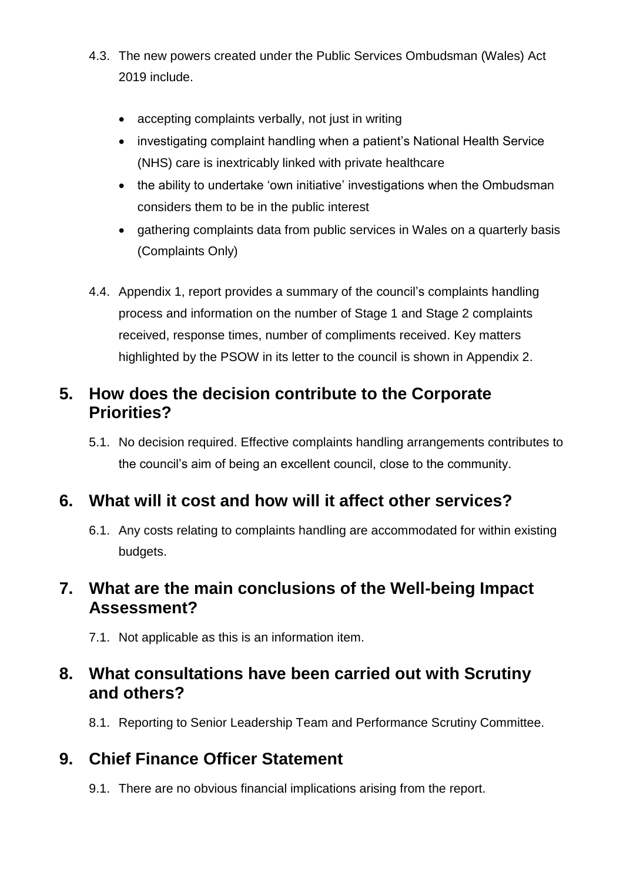4.3. The new powers created under the Public Services Ombudsman (Wales) Act 2019 include.

- accepting complaints verbally, not just in writing
- investigating complaint handling when a patient's National Health Service (NHS) care is inextricably linked with private healthcare
- the ability to undertake 'own initiative' investigations when the Ombudsman considers them to be in the public interest
- gathering complaints data from public services in Wales on a quarterly basis (Complaints Only)

4.4. Appendix 1, report provides a summary of the council's complaints handling process and information on the number of Stage 1 and Stage 2 complaints received, response times, number of compliments received. Key matters highlighted by the PSOW in its letter to the council is shown in Appendix 2.

## 5. How does the decision contribute to the Corporate Priorities?

5.1. No decision required. Effective complaints handling arrangements contributes to the council's aim of being an excellent council, close to the community.

## 6. What will it cost and how will it affect other services?

6.1. Any costs relating to complaints handling are accommodated for within existing budgets.

## 7. What are the main conclusions of the Well-being Impact Assessment?

7.1. Not applicable as this is an information item.

## 8. What consultations have been carried out with Scrutiny and others?

8.1. Reporting to Senior Leadership Team and Performance Scrutiny Committee.

## 9. Chief Finance Officer Statement

9.1. There are no obvious financial implications arising from the report.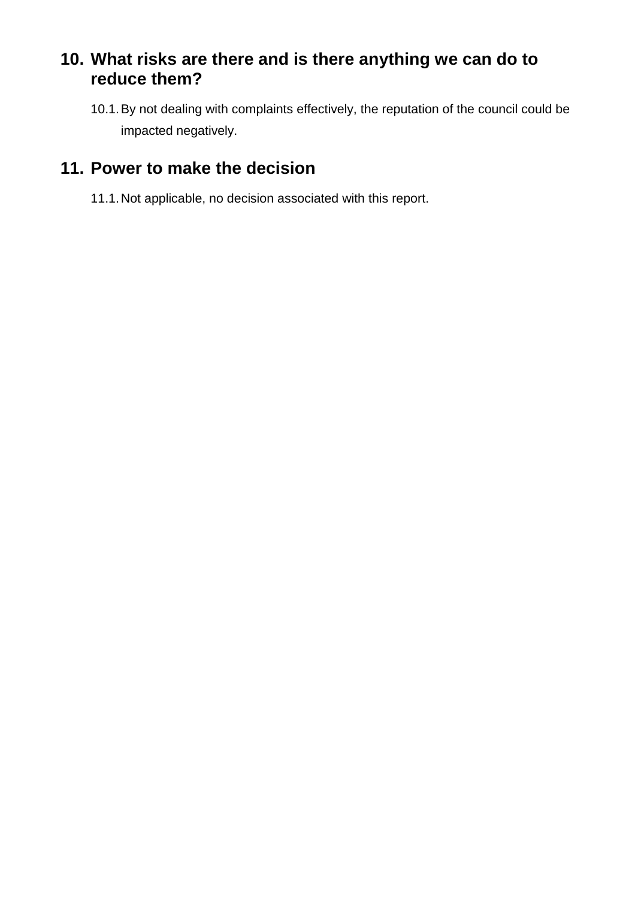## 10. What risks are there and is there anything we can do to reduce them?

10.1. By not dealing with complaints effectively, the reputation of the council could be impacted negatively.

## 11. Power to make the decision

11.1. Not applicable, no decision associated with this report.